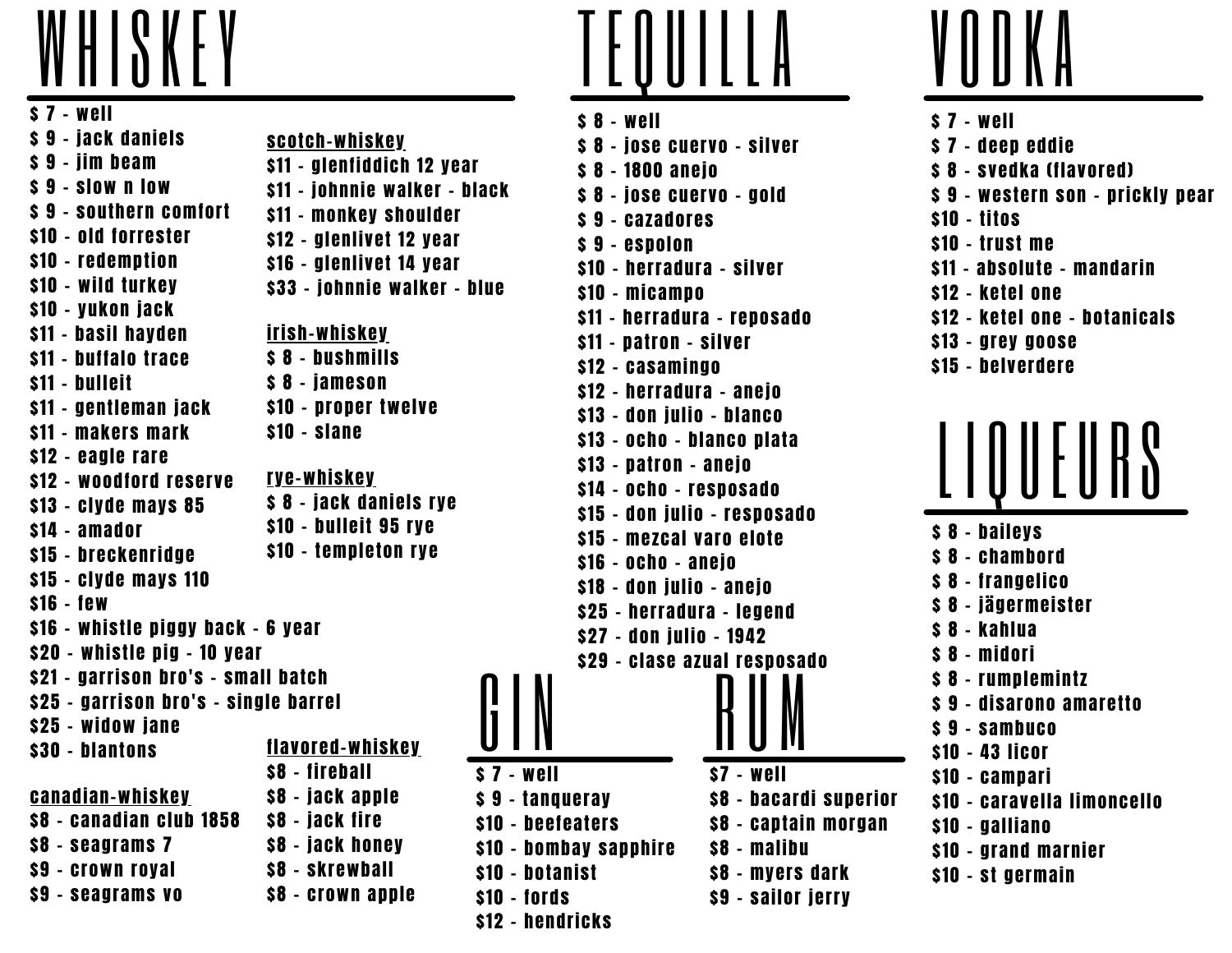# WHISKEY

- $ 7 - well
- $ 9 - jack daniels
- $ 9 - jim beam
- $ 9 - slow n low
- $ 9 - southern comfort
- $10 - old forrester
- $10 - redemption
- $10 - wild turkey
- $10 - yukon jack
- $11 - basil hayden
- $11 - buffalo trace
- $11 - bulleit
- $11 - gentleman jack
- $11 - makers mark
- $12 - eagle rare
- $12 - woodford reserve
- $13 - clyde mays 85
- $14 - amador
- $15 - breckenridge
- $15 - clyde mays 110
- $16 - few
- $16 - whistle piggy back - 6 year
- $20 - whistle pig - 10 year
- $21 - garrison bro's - small batch
- $25 - garrison bro's - single barrel
- $25 - widow jane
- $30 - blantons

### canadian-whiskey

- $8 - canadian club 1858
- $8 - seagrams 7
- $9 - crown royal
- $9 - seagrams vo

### scotch-whiskey

- $11 - glenfiddich 12 year
- $11 - johnnie walker - black
- $11 - monkey shoulder
- $12 - glenlivet 12 year
- $16 - glenlivet 14 year
- $33 - johnnie walker - blue

### irish-whiskey

- $ 8 - bushmills
- $ 8 - jameson
- $10 - proper twelve
- $10 - slane

### rye-whiskey

- $ 8 - jack daniels rye
- $10 - bulleit 95 rye
- $10 - templeton rye

### flavored-whiskey

- $8 - fireball
- $8 - jack apple
- $8 - jack fire
- $8 - jack honey
- $8 - skrewball
- $8 - crown apple

# TEQUILLA

- $ 8 - well
- $ 8 - jose cuervo - silver
- $ 8 - 1800 anejo
- $ 8 - jose cuervo - gold
- $ 9 - cazadores
- $ 9 - espolon
- $10 - herradura - silver
- $10 - micampo
- $11 - herradura - reposado
- $11 - patron - silver
- $12 - casamingo
- $12 - herradura - anejo
- $13 - don julio - blanco
- $13 - ocho - blanco plata
- $13 - patron - anejo
- $14 - ocho - resposado
- $15 - don julio - resposado
- $15 - mezcal varo elote
- $16 - ocho - anejo
- $18 - don julio - anejo
- $25 - herradura - legend
- $27 - don julio - 1942
- $29 - clase azual resposado

# GIN

- $ 7 - well
- $ 9 - tanqueray
- $10 - beefeaters
- $10 - bombay sapphire
- $10 - botanist
- $10 - fords
- $12 - hendricks

# RUM

- $7 - well
- $8 - bacardi superior
- $8 - captain morgan
- $8 - malibu
- $8 - myers dark
- $9 - sailor jerry

# VODKA

- $ 7 - well
- $ 7 - deep eddie
- $ 8 - svedka (flavored)
- $ 9 - western son - prickly pear
- $10 - titos
- $10 - trust me
- $11 - absolute - mandarin
- $12 - ketel one
- $12 - ketel one - botanicals
- $13 - grey goose
- $15 - belverdere

# LIQUEURS

- $ 8 - baileys
- $ 8 - chambord
- $ 8 - frangelico
- $ 8 - jägermeister
- $ 8 - kahlua
- $ 8 - midori
- $ 8 - rumplemintz
- $ 9 - disarono amaretto
- $ 9 - sambuco
- $10 - 43 licor
- $10 - campari
- $10 - caravella limoncello
- $10 - galliano
- $10 - grand marnier
- $10 - st germain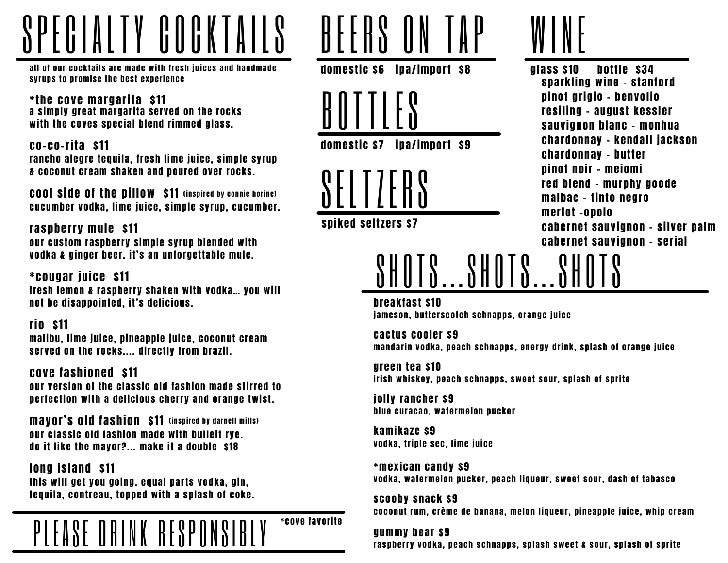# SPECIALTY COCKTAILS

all of our cocktails are made with fresh juices and handmade syrups to promise the best experience

**\*the cove margarita $11**
a simply great margarita served on the rocks with the coves special blend rimmed glass.

**co-co-rita $11**
rancho alegre tequila, fresh lime juice, simple syrup & coconut cream shaken and poured over rocks.

**cool side of the pillow $11** (inspired by connie horine)
cucumber vodka, lime juice, simple syrup, cucumber.

**raspberry mule $11**
our custom raspberry simple syrup blended with vodka & ginger beer. it's an unforgettable mule.

**\*cougar juice $11**
fresh lemon & raspberry shaken with vodka... you will not be disappointed, it's delicious.

**rio $11**
malibu, lime juice, pineapple juice, coconut cream served on the rocks.... directly from brazil.

**cove fashioned $11**
our version of the classic old fashion made stirred to perfection with a delicious cherry and orange twist.

**mayor's old fashion $11** (inspired by darnell mills)
our classic old fashion made with bulleit rye.
do it like the mayor?... make it a double $18

**long island $11**
this will get you going. equal parts vodka, gin, tequila, contreau, topped with a splash of coke.

# PLEASE DRINK RESPONSIBLY

*cove favorite

# BEERS ON TAP

domestic $6 ipa/import $8

# BOTTLES

domestic $7 ipa/import $9

# SELTZERS

spiked seltzers $7

# WINE

glass $10 bottle $34

- sparkling wine - stanford
- pinot grigio - benvolio
- resiling - august kessler
- sauvignon blanc - monhua
- chardonnay - kendall jackson
- chardonnay - butter
- pinot noir - meiomi
- red blend - murphy goode
- malbac - tinto negro
- merlot -opolo
- cabernet sauvignon - silver palm
- cabernet sauvignon - serial

# SHOTS...SHOTS...SHOTS

**breakfast $10**
jameson, butterscotch schnapps, orange juice

**cactus cooler $9**
mandarin vodka, peach schnapps, energy drink, splash of orange juice

**green tea $10**
irish whiskey, peach schnapps, sweet sour, splash of sprite

**jolly rancher $9**
blue curacao, watermelon pucker

**kamikaze $9**
vodka, triple sec, lime juice

**\*mexican candy $9**
vodka, watermelon pucker, peach liqueur, sweet sour, dash of tabasco

**scooby snack $9**
coconut rum, crème de banana, melon liqueur, pineapple juice, whip cream

**gummy bear $9**
raspberry vodka, peach schnapps, splash sweet & sour, splash of sprite